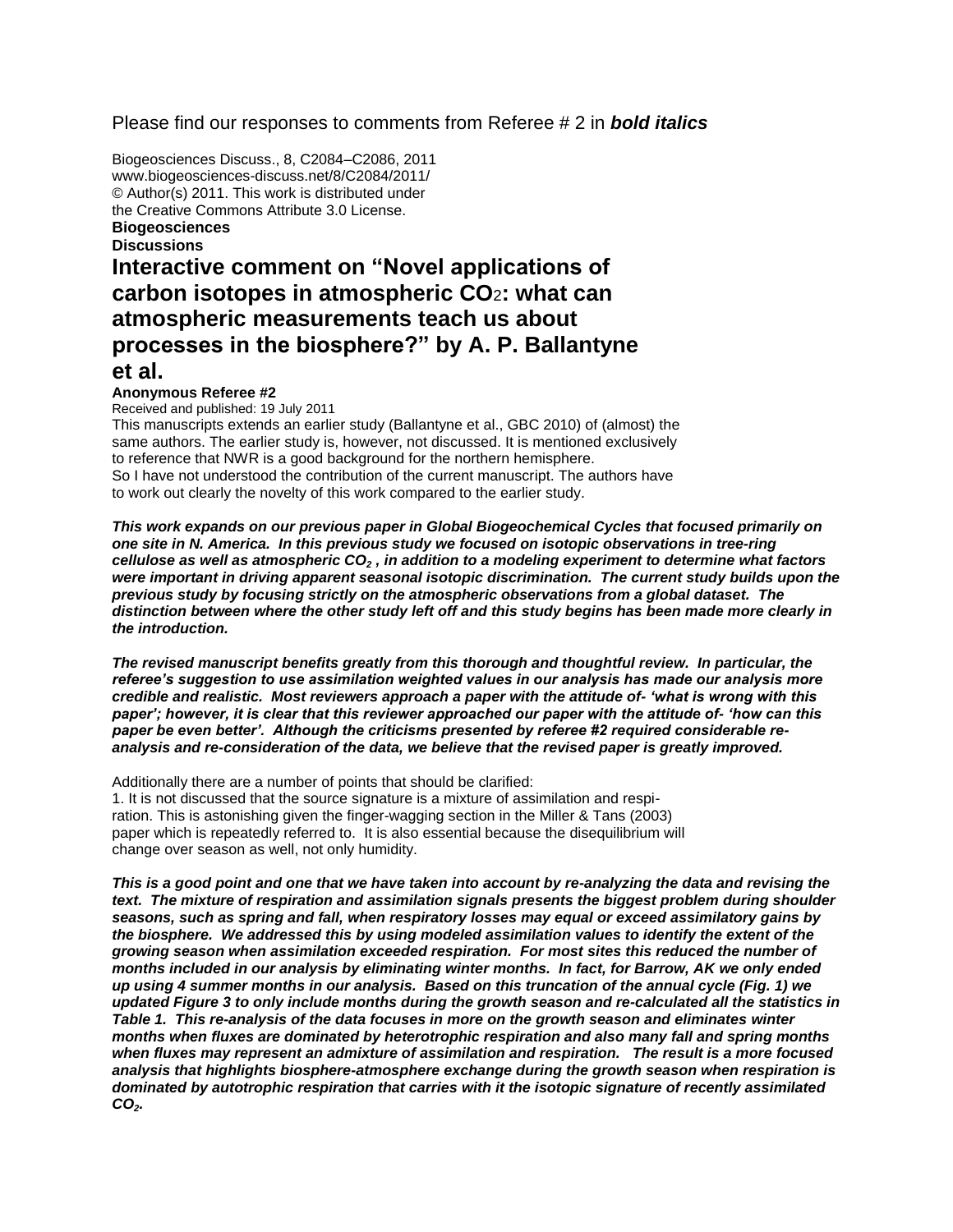Please find our responses to comments from Referee # 2 in ***bold italics***

Biogeosciences Discuss., 8, C2084–C2086, 2011
www.biogeosciences-discuss.net/8/C2084/2011/
© Author(s) 2011. This work is distributed under
the Creative Commons Attribute 3.0 License.

**Biogeosciences**
**Discussions**

# Interactive comment on "Novel applications of carbon isotopes in atmospheric $CO_2$: what can atmospheric measurements teach us about processes in the biosphere?" by A. P. Ballantyne et al.

**Anonymous Referee #2**

Received and published: 19 July 2011

This manuscripts extends an earlier study (Ballantyne et al., GBC 2010) of (almost) the same authors. The earlier study is, however, not discussed. It is mentioned exclusively to reference that NWR is a good background for the northern hemisphere.
So I have not understood the contribution of the current manuscript. The authors have to work out clearly the novelty of this work compared to the earlier study.

***This work expands on our previous paper in Global Biogeochemical Cycles that focused primarily on one site in N. America. In this previous study we focused on isotopic observations in tree-ring cellulose as well as atmospheric $CO_2$, in addition to a modeling experiment to determine what factors were important in driving apparent seasonal isotopic discrimination. The current study builds upon the previous study by focusing strictly on the atmospheric observations from a global dataset. The distinction between where the other study left off and this study begins has been made more clearly in the introduction.***

***The revised manuscript benefits greatly from this thorough and thoughtful review. In particular, the referee's suggestion to use assimilation weighted values in our analysis has made our analysis more credible and realistic. Most reviewers approach a paper with the attitude of- 'what is wrong with this paper'; however, it is clear that this reviewer approached our paper with the attitude of- 'how can this paper be even better'. Although the criticisms presented by referee #2 required considerable re-analysis and re-consideration of the data, we believe that the revised paper is greatly improved.***

Additionally there are a number of points that should be clarified:

1. It is not discussed that the source signature is a mixture of assimilation and respiration. This is astonishing given the finger-wagging section in the Miller & Tans (2003) paper which is repeatedly referred to. It is also essential because the disequilibrium will change over season as well, not only humidity.

***This is a good point and one that we have taken into account by re-analyzing the data and revising the text. The mixture of respiration and assimilation signals presents the biggest problem during shoulder seasons, such as spring and fall, when respiratory losses may equal or exceed assimilatory gains by the biosphere. We addressed this by using modeled assimilation values to identify the extent of the growing season when assimilation exceeded respiration. For most sites this reduced the number of months included in our analysis by eliminating winter months. In fact, for Barrow, AK we only ended up using 4 summer months in our analysis. Based on this truncation of the annual cycle (Fig. 1) we updated Figure 3 to only include months during the growth season and re-calculated all the statistics in Table 1. This re-analysis of the data focuses in more on the growth season and eliminates winter months when fluxes are dominated by heterotrophic respiration and also many fall and spring months when fluxes may represent an admixture of assimilation and respiration. The result is a more focused analysis that highlights biosphere-atmosphere exchange during the growth season when respiration is dominated by autotrophic respiration that carries with it the isotopic signature of recently assimilated $CO_2$.***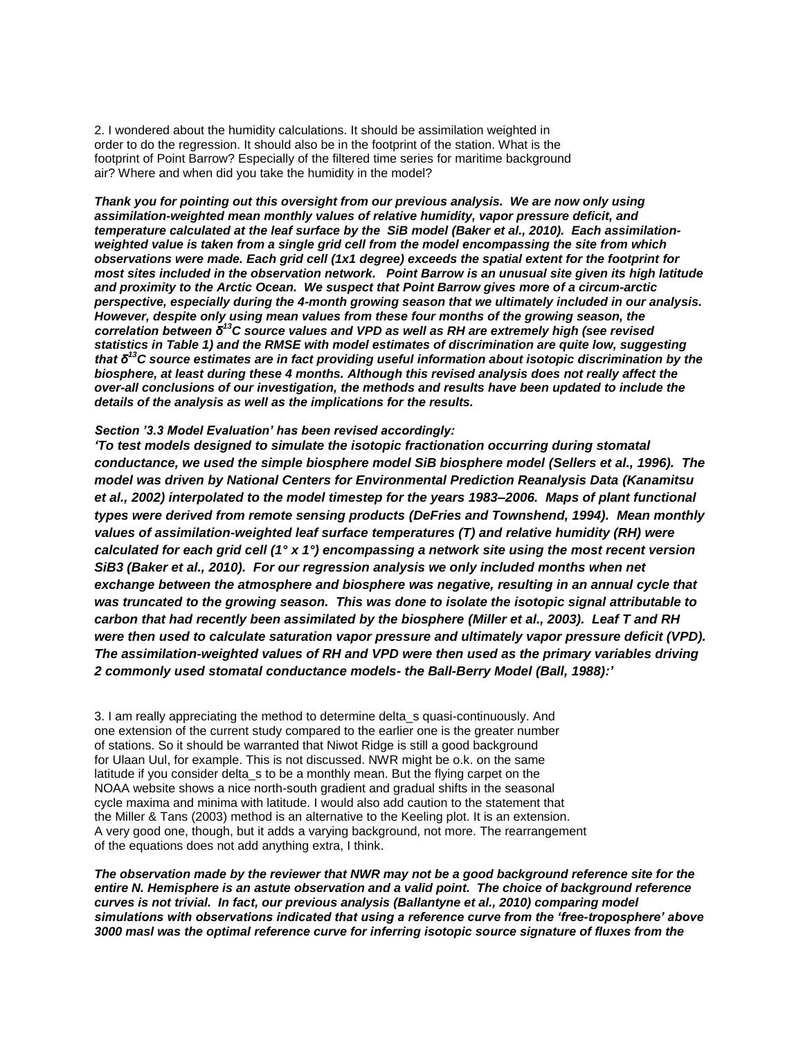2. I wondered about the humidity calculations. It should be assimilation weighted in order to do the regression. It should also be in the footprint of the station. What is the footprint of Point Barrow? Especially of the filtered time series for maritime background air? Where and when did you take the humidity in the model?

***Thank you for pointing out this oversight from our previous analysis. We are now only using assimilation-weighted mean monthly values of relative humidity, vapor pressure deficit, and temperature calculated at the leaf surface by the SiB model (Baker et al., 2010). Each assimilation-weighted value is taken from a single grid cell from the model encompassing the site from which observations were made. Each grid cell (1x1 degree) exceeds the spatial extent for the footprint for most sites included in the observation network. Point Barrow is an unusual site given its high latitude and proximity to the Arctic Ocean. We suspect that Point Barrow gives more of a circum-arctic perspective, especially during the 4-month growing season that we ultimately included in our analysis. However, despite only using mean values from these four months of the growing season, the correlation between $\delta^{13}C$ source values and VPD as well as RH are extremely high (see revised statistics in Table 1) and the RMSE with model estimates of discrimination are quite low, suggesting that $\delta^{13}C$ source estimates are in fact providing useful information about isotopic discrimination by the biosphere, at least during these 4 months. Although this revised analysis does not really affect the over-all conclusions of our investigation, the methods and results have been updated to include the details of the analysis as well as the implications for the results.***

***Section '3.3 Model Evaluation' has been revised accordingly:***

***'To test models designed to simulate the isotopic fractionation occurring during stomatal conductance, we used the simple biosphere model SiB biosphere model (Sellers et al., 1996). The model was driven by National Centers for Environmental Prediction Reanalysis Data (Kanamitsu et al., 2002) interpolated to the model timestep for the years 1983–2006. Maps of plant functional types were derived from remote sensing products (DeFries and Townshend, 1994). Mean monthly values of assimilation-weighted leaf surface temperatures (T) and relative humidity (RH) were calculated for each grid cell (1° x 1°) encompassing a network site using the most recent version SiB3 (Baker et al., 2010). For our regression analysis we only included months when net exchange between the atmosphere and biosphere was negative, resulting in an annual cycle that was truncated to the growing season. This was done to isolate the isotopic signal attributable to carbon that had recently been assimilated by the biosphere (Miller et al., 2003). Leaf T and RH were then used to calculate saturation vapor pressure and ultimately vapor pressure deficit (VPD). The assimilation-weighted values of RH and VPD were then used as the primary variables driving 2 commonly used stomatal conductance models- the Ball-Berry Model (Ball, 1988):'***

3. I am really appreciating the method to determine delta_s quasi-continuously. And one extension of the current study compared to the earlier one is the greater number of stations. So it should be warranted that Niwot Ridge is still a good background for Ulaan Uul, for example. This is not discussed. NWR might be o.k. on the same latitude if you consider delta_s to be a monthly mean. But the flying carpet on the NOAA website shows a nice north-south gradient and gradual shifts in the seasonal cycle maxima and minima with latitude. I would also add caution to the statement that the Miller & Tans (2003) method is an alternative to the Keeling plot. It is an extension. A very good one, though, but it adds a varying background, not more. The rearrangement of the equations does not add anything extra, I think.

***The observation made by the reviewer that NWR may not be a good background reference site for the entire N. Hemisphere is an astute observation and a valid point. The choice of background reference curves is not trivial. In fact, our previous analysis (Ballantyne et al., 2010) comparing model simulations with observations indicated that using a reference curve from the 'free-troposphere' above 3000 masl was the optimal reference curve for inferring isotopic source signature of fluxes from the***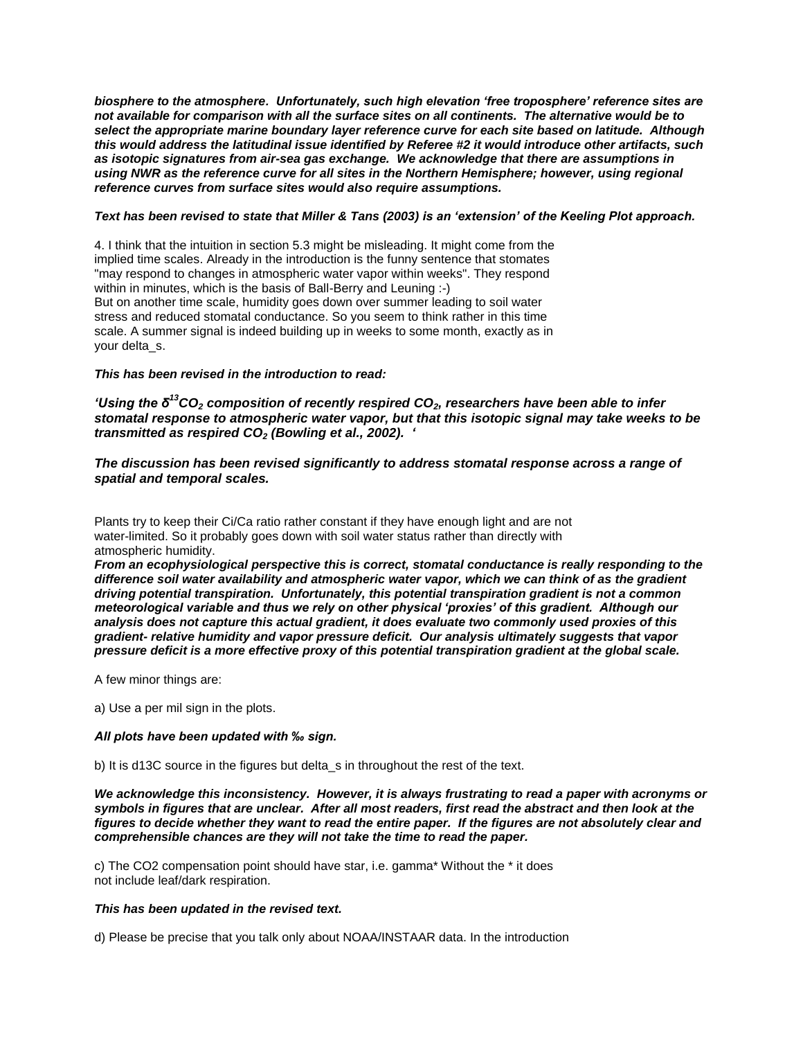***biosphere to the atmosphere. Unfortunately, such high elevation 'free troposphere' reference sites are not available for comparison with all the surface sites on all continents. The alternative would be to select the appropriate marine boundary layer reference curve for each site based on latitude. Although this would address the latitudinal issue identified by Referee #2 it would introduce other artifacts, such as isotopic signatures from air-sea gas exchange. We acknowledge that there are assumptions in using NWR as the reference curve for all sites in the Northern Hemisphere; however, using regional reference curves from surface sites would also require assumptions.***

***Text has been revised to state that Miller & Tans (2003) is an 'extension' of the Keeling Plot approach.***

4. I think that the intuition in section 5.3 might be misleading. It might come from the implied time scales. Already in the introduction is the funny sentence that stomates "may respond to changes in atmospheric water vapor within weeks". They respond within in minutes, which is the basis of Ball-Berry and Leuning :-)
But on another time scale, humidity goes down over summer leading to soil water stress and reduced stomatal conductance. So you seem to think rather in this time scale. A summer signal is indeed building up in weeks to some month, exactly as in your delta_s.

***This has been revised in the introduction to read:***

***'Using the $\delta^{13}CO_2$ composition of recently respired $CO_2$, researchers have been able to infer stomatal response to atmospheric water vapor, but that this isotopic signal may take weeks to be transmitted as respired $CO_2$ (Bowling et al., 2002). '***

***The discussion has been revised significantly to address stomatal response across a range of spatial and temporal scales.***

Plants try to keep their Ci/Ca ratio rather constant if they have enough light and are not water-limited. So it probably goes down with soil water status rather than directly with atmospheric humidity.
***From an ecophysiological perspective this is correct, stomatal conductance is really responding to the difference soil water availability and atmospheric water vapor, which we can think of as the gradient driving potential transpiration. Unfortunately, this potential transpiration gradient is not a common meteorological variable and thus we rely on other physical 'proxies' of this gradient. Although our analysis does not capture this actual gradient, it does evaluate two commonly used proxies of this gradient- relative humidity and vapor pressure deficit. Our analysis ultimately suggests that vapor pressure deficit is a more effective proxy of this potential transpiration gradient at the global scale.***

A few minor things are:

a) Use a per mil sign in the plots.

***All plots have been updated with ‰ sign.***

b) It is d13C source in the figures but delta_s in throughout the rest of the text.

***We acknowledge this inconsistency. However, it is always frustrating to read a paper with acronyms or symbols in figures that are unclear. After all most readers, first read the abstract and then look at the figures to decide whether they want to read the entire paper. If the figures are not absolutely clear and comprehensible chances are they will not take the time to read the paper.***

c) The CO2 compensation point should have star, i.e. gamma* Without the * it does not include leaf/dark respiration.

***This has been updated in the revised text.***

d) Please be precise that you talk only about NOAA/INSTAAR data. In the introduction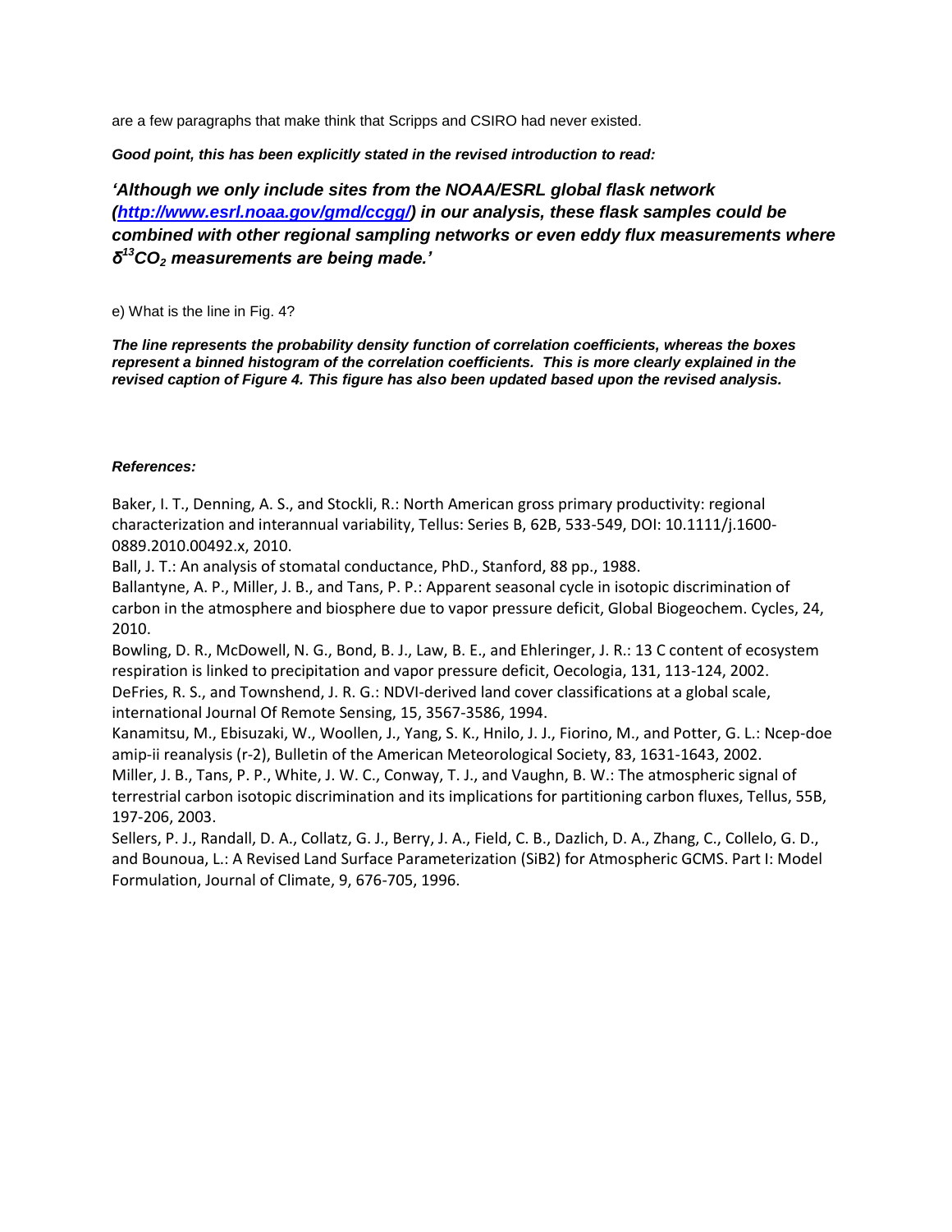are a few paragraphs that make think that Scripps and CSIRO had never existed.

***Good point, this has been explicitly stated in the revised introduction to read:***

***'Although we only include sites from the NOAA/ESRL global flask network ([http://www.esrl.noaa.gov/gmd/ccgg/](http://www.esrl.noaa.gov/gmd/ccgg/)) in our analysis, these flask samples could be combined with other regional sampling networks or even eddy flux measurements where $\delta^{13}CO_2$ measurements are being made.'***

e) What is the line in Fig. 4?

***The line represents the probability density function of correlation coefficients, whereas the boxes represent a binned histogram of the correlation coefficients. This is more clearly explained in the revised caption of Figure 4. This figure has also been updated based upon the revised analysis.***

***References:***

Baker, I. T., Denning, A. S., and Stockli, R.: North American gross primary productivity: regional characterization and interannual variability, Tellus: Series B, 62B, 533-549, DOI: 10.1111/j.1600-0889.2010.00492.x, 2010.

Ball, J. T.: An analysis of stomatal conductance, PhD., Stanford, 88 pp., 1988.

Ballantyne, A. P., Miller, J. B., and Tans, P. P.: Apparent seasonal cycle in isotopic discrimination of carbon in the atmosphere and biosphere due to vapor pressure deficit, Global Biogeochem. Cycles, 24, 2010.

Bowling, D. R., McDowell, N. G., Bond, B. J., Law, B. E., and Ehleringer, J. R.: 13 C content of ecosystem respiration is linked to precipitation and vapor pressure deficit, Oecologia, 131, 113-124, 2002.

DeFries, R. S., and Townshend, J. R. G.: NDVI-derived land cover classifications at a global scale, international Journal Of Remote Sensing, 15, 3567-3586, 1994.

Kanamitsu, M., Ebisuzaki, W., Woollen, J., Yang, S. K., Hnilo, J. J., Fiorino, M., and Potter, G. L.: Ncep-doe amip-ii reanalysis (r-2), Bulletin of the American Meteorological Society, 83, 1631-1643, 2002.

Miller, J. B., Tans, P. P., White, J. W. C., Conway, T. J., and Vaughn, B. W.: The atmospheric signal of terrestrial carbon isotopic discrimination and its implications for partitioning carbon fluxes, Tellus, 55B, 197-206, 2003.

Sellers, P. J., Randall, D. A., Collatz, G. J., Berry, J. A., Field, C. B., Dazlich, D. A., Zhang, C., Collelo, G. D., and Bounoua, L.: A Revised Land Surface Parameterization (SiB2) for Atmospheric GCMS. Part I: Model Formulation, Journal of Climate, 9, 676-705, 1996.